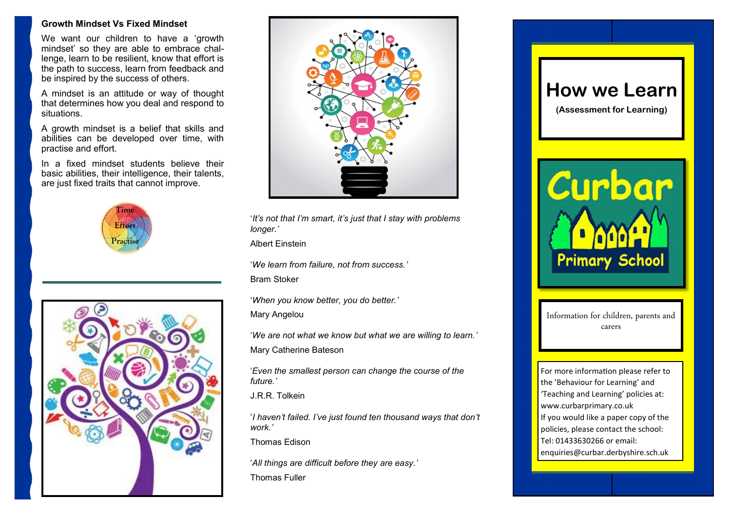## Growth Mindset Vs Fixed Mindset

We want our children to have a 'growth mindset' so they are able to embrace challenge, learn to be resilient, know that effort is the path to success, learn from feedback and be inspired by the success of others.

A mindset is an attitude or way of thought that determines how you deal and respond to situations.

A growth mindset is a belief that skills and abilities can be developed over time, with practise and effort.

In a fixed mindset students believe their basic abilities, their intelligence, their talents, are just fixed traits that cannot improve.

Time
Effort
Practise

'*It's not that I'm smart, it's just that I stay with problems longer.*'

Albert Einstein

'*We learn from failure, not from success.*'

Bram Stoker

'*When you know better, you do better.*'

Mary Angelou

'*We are not what we know but what we are willing to learn.*'

Mary Catherine Bateson

'*Even the smallest person can change the course of the future.*'

J.R.R. Tolkein

'*I haven't failed. I've just found ten thousand ways that don't work.*'

Thomas Edison

'*All things are difficult before they are easy.*'

Thomas Fuller

# How we Learn

**(Assessment for Learning)**

Curbar Primary School

Information for children, parents and carers

For more information please refer to the 'Behaviour for Learning' and 'Teaching and Learning' policies at: www.curbarprimary.co.uk
If you would like a paper copy of the policies, please contact the school:
Tel: 01433630266 or email: enquiries@curbar.derbyshire.sch.uk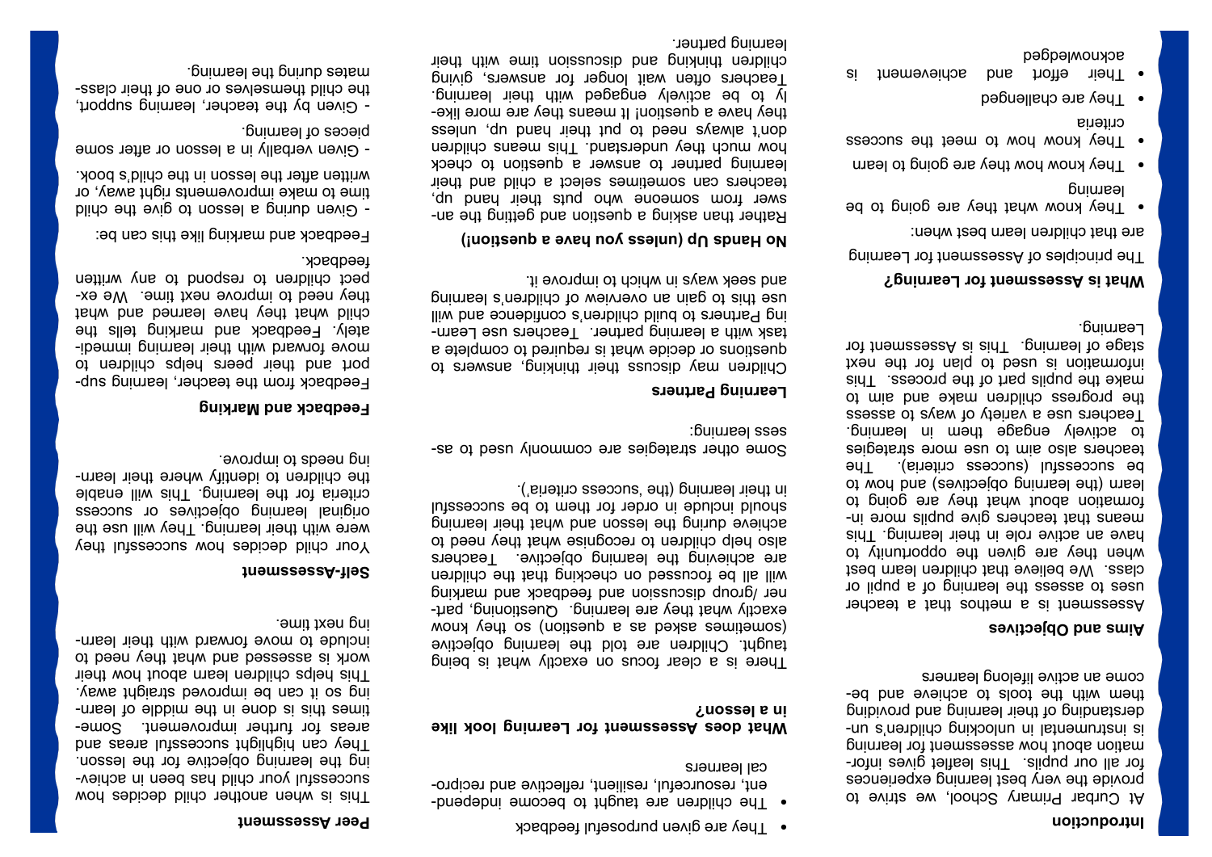## Introduction

At Curbar Primary School, we strive to provide the very best learning experiences for all our pupils. This leaflet gives information about how assessment for learning is instrumental in unlocking children's understanding of their learning and providing them with the tools to achieve and become an active lifelong learners

## Aims and Objectives

Assessment is a method that a teacher uses to assess the learning of a pupil or class. We believe that children learn best when they are given the opportunity to have an active role in their learning. This means that teachers give pupils more information about what they are going to learn (the learning objectives) and how to be successful (success criteria). The teachers also aim to use more strategies to actively engage them in learning. Teachers use a variety of ways to assess the progress children make and aim to make the pupils part of the process. This information is used to plan for the next stage of learning. This is Assessment for Learning.

## What is Assessment for Learning?

The principles of Assessment for Learning are that children learn best when:

- They know what they are going to be learning
- They know how they are going to learn
- They know how to meet the success criteria
- They are challenged
- Their effort and achievement is acknowledged
- They are given purposeful feedback
- The children are taught to become independent, resourceful, resilient, reflective and reciprocal learners

## What does Assessment for Learning look like in a lesson?

There is a clear focus on exactly what is being taught. Children are told the learning objective (sometimes asked as a question) so they know exactly what they are learning. Questioning, partner /group discussion and feedback and marking will all be focussed on checking that the children are achieving the learning objective. Teachers also help children to recognise what they need to achieve during the lesson and what their learning should include in order for them to be successful in their learning (the 'success criteria').

Some other strategies are commonly used to assess learning:

### Learning Partners

Children may discuss their thinking, answers to questions or decide what is required to complete a task with a learning partner. Teachers use Learning Partners to build children's confidence and will use this to gain an overview of children's learning and seek ways in which to improve it.

### No Hands Up (unless you have a question!)

Rather than asking a question and getting the answer from someone who puts their hand up, teachers can sometimes select a child and their learning partner to answer a question to check how much they understand. This means children don't always need to put their hand up, unless they have a question! It means they are more likely to be actively engaged with their learning. Teachers often wait longer for answers, giving children thinking and discussion time with their learning partner.

### Peer Assessment

This is when another child decides how successful your child has been in achieving the learning objective for the lesson. They can highlight successful areas and areas for further improvement. Sometimes this is done in the middle of learning so it can be improved straight away. This helps children learn about how their work is assessed and what they need to include to move forward with their learning next time.

### Self-Assessment

Your child decides how successful they were with their learning. They will use the original learning objectives or success criteria for the learning. This will enable the children to identify where their learning needs to improve.

### Feedback and Marking

Feedback from the teacher, learning support and their peers helps children to move forward with their learning immediately. Feedback and marking tells the child what they have learned and what they need to improve next time. We expect children to respond to any written feedback.

Feedback and marking like this can be:

- Given during a lesson to give the child time to make improvements right away, or written after the lesson in the child's book.
- Given verbally in a lesson or after some pieces of learning.
- Given by the teacher, learning support, the child themselves or one of their classmates during the learning.